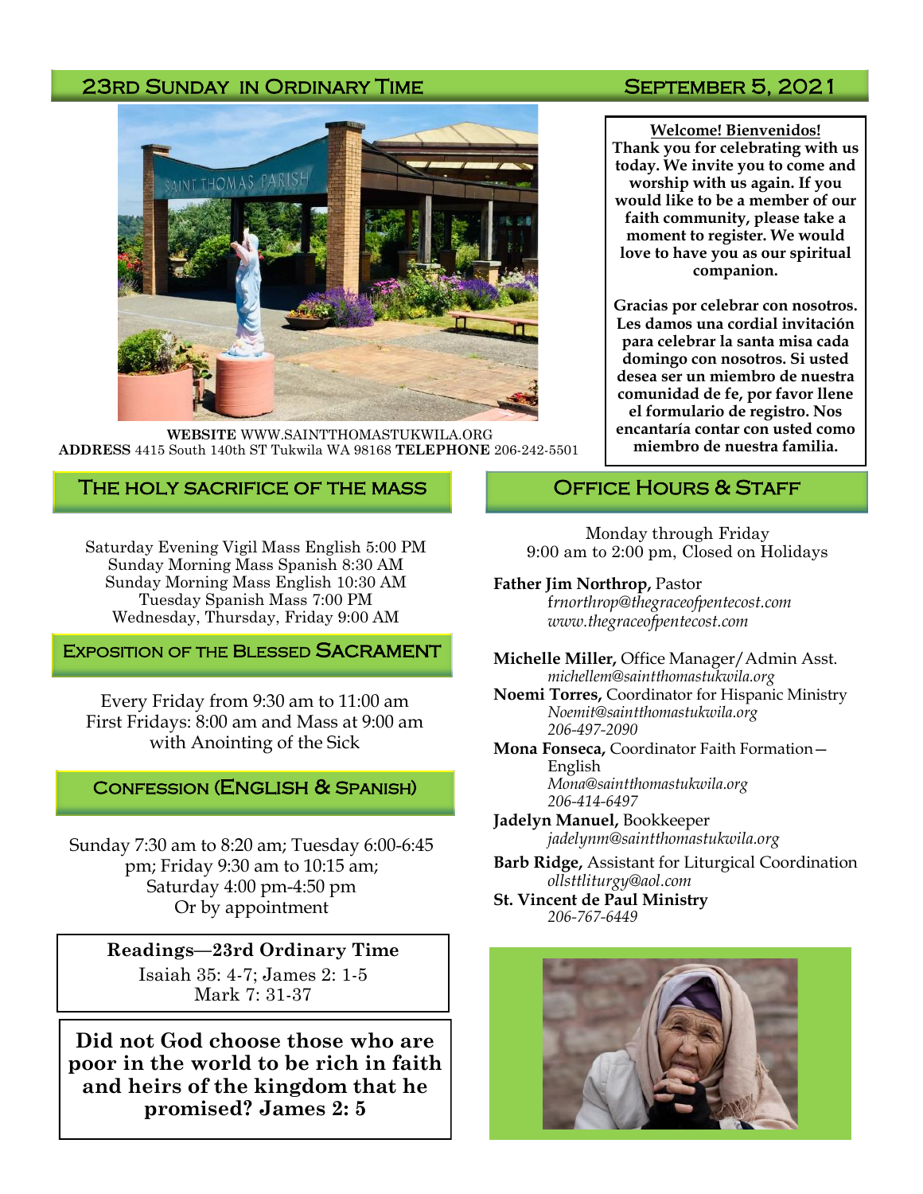## 23rd Sunday in Ordinary Time — September 5, 2021

**WEBSITE** WWW.SAINTTHOMASTUKWILA.ORG
**ADDRESS** 4415 South 140th ST Tukwila WA 98168 **TELEPHONE** 206-242-5501

**Welcome! Bienvenidos!**
**Thank you for celebrating with us today. We invite you to come and worship with us again. If you would like to be a member of our faith community, please take a moment to register. We would love to have you as our spiritual companion.**

**Gracias por celebrar con nosotros. Les damos una cordial invitación para celebrar la santa misa cada domingo con nosotros. Si usted desea ser un miembro de nuestra comunidad de fe, por favor llene el formulario de registro. Nos encantaría contar con usted como miembro de nuestra familia.**

## The Holy Sacrifice of the Mass

Saturday Evening Vigil Mass English 5:00 PM
Sunday Morning Mass Spanish 8:30 AM
Sunday Morning Mass English 10:30 AM
Tuesday Spanish Mass 7:00 PM
Wednesday, Thursday, Friday 9:00 AM

## Exposition of the Blessed Sacrament

Every Friday from 9:30 am to 11:00 am
First Fridays: 8:00 am and Mass at 9:00 am with Anointing of the Sick

## Confession (English & Spanish)

Sunday 7:30 am to 8:20 am; Tuesday 6:00-6:45 pm; Friday 9:30 am to 10:15 am; Saturday 4:00 pm-4:50 pm
Or by appointment

**Readings—23rd Ordinary Time**
Isaiah 35: 4-7; James 2: 1-5
Mark 7: 31-37

**Did not God choose those who are poor in the world to be rich in faith and heirs of the kingdom that he promised? James 2: 5**

## Office Hours & Staff

Monday through Friday
9:00 am to 2:00 pm, Closed on Holidays

**Father Jim Northrop,** Pastor
*frnorthrop@thegraceofpentecost.com*
*www.thegraceofpentecost.com*

**Michelle Miller,** Office Manager/Admin Asst.
*michellem@saintthomastukwila.org*

**Noemi Torres,** Coordinator for Hispanic Ministry
*Noemit@saintthomastukwila.org*
*206-497-2090*

**Mona Fonseca,** Coordinator Faith Formation—English
*Mona@saintthomastukwila.org*
*206-414-6497*

**Jadelyn Manuel,** Bookkeeper
*jadelynm@saintthomastukwila.org*

**Barb Ridge,** Assistant for Liturgical Coordination
*ollsttliturgy@aol.com*

**St. Vincent de Paul Ministry**
*206-767-6449*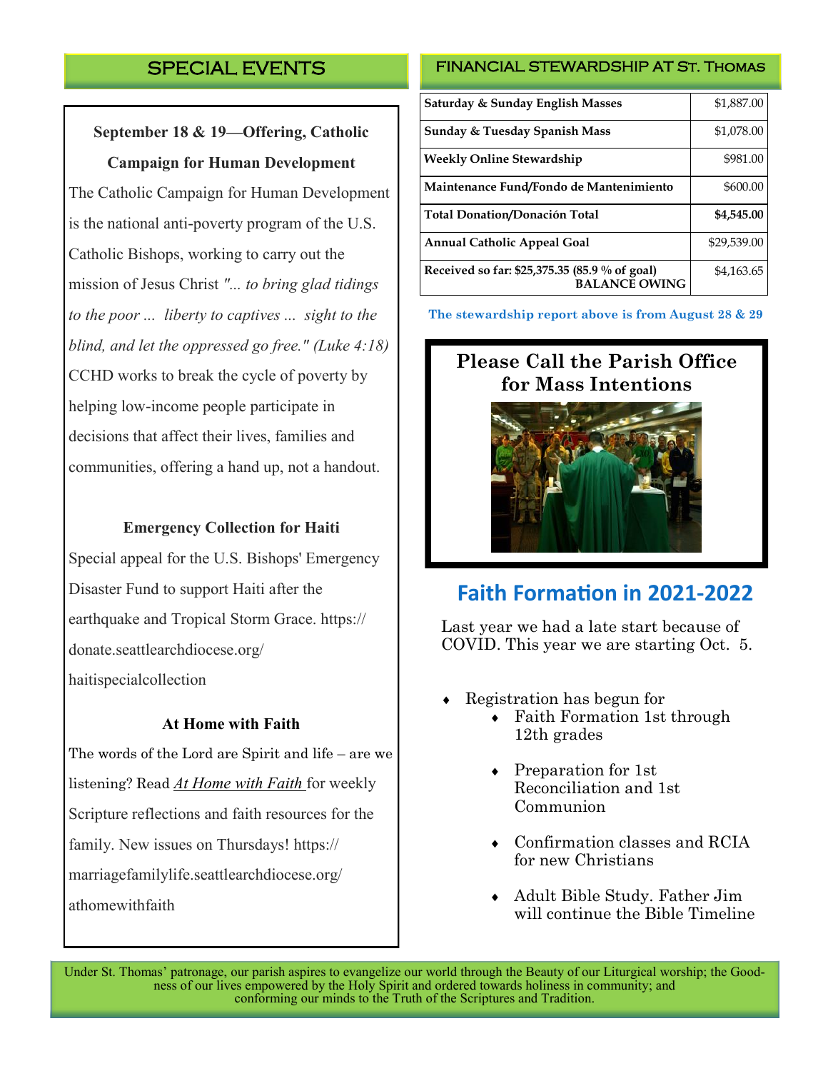## SPECIAL EVENTS

**September 18 & 19—Offering, Catholic Campaign for Human Development**

The Catholic Campaign for Human Development is the national anti-poverty program of the U.S. Catholic Bishops, working to carry out the mission of Jesus Christ *"... to bring glad tidings to the poor ... liberty to captives ... sight to the blind, and let the oppressed go free." (Luke 4:18)* CCHD works to break the cycle of poverty by helping low-income people participate in decisions that affect their lives, families and communities, offering a hand up, not a handout.

**Emergency Collection for Haiti**

Special appeal for the U.S. Bishops' Emergency Disaster Fund to support Haiti after the earthquake and Tropical Storm Grace. https://donate.seattlearchdiocese.org/haitispecialcollection

**At Home with Faith**

The words of the Lord are Spirit and life – are we listening? Read *At Home with Faith* for weekly Scripture reflections and faith resources for the family. New issues on Thursdays! https://marriagefamilylife.seattlearchdiocese.org/athomewithfaith

## FINANCIAL STEWARDSHIP AT ST. THOMAS

| | |
|---|---|
| **Saturday & Sunday English Masses** | $1,887.00 |
| **Sunday & Tuesday Spanish Mass** | $1,078.00 |
| **Weekly Online Stewardship** | $981.00 |
| **Maintenance Fund/Fondo de Mantenimiento** | $600.00 |
| **Total Donation/Donación Total** | **$4,545.00** |
| **Annual Catholic Appeal Goal** | $29,539.00 |
| **Received so far: $25,375.35 (85.9 % of goal) BALANCE OWING** | $4,163.65 |

**The stewardship report above is from August 28 & 29**

**Please Call the Parish Office for Mass Intentions**

## Faith Formation in 2021-2022

Last year we had a late start because of COVID. This year we are starting Oct. 5.

- Registration has begun for
  - Faith Formation 1st through 12th grades
  - Preparation for 1st Reconciliation and 1st Communion
  - Confirmation classes and RCIA for new Christians
  - Adult Bible Study. Father Jim will continue the Bible Timeline

Under St. Thomas' patronage, our parish aspires to evangelize our world through the Beauty of our Liturgical worship; the Goodness of our lives empowered by the Holy Spirit and ordered towards holiness in community; and conforming our minds to the Truth of the Scriptures and Tradition.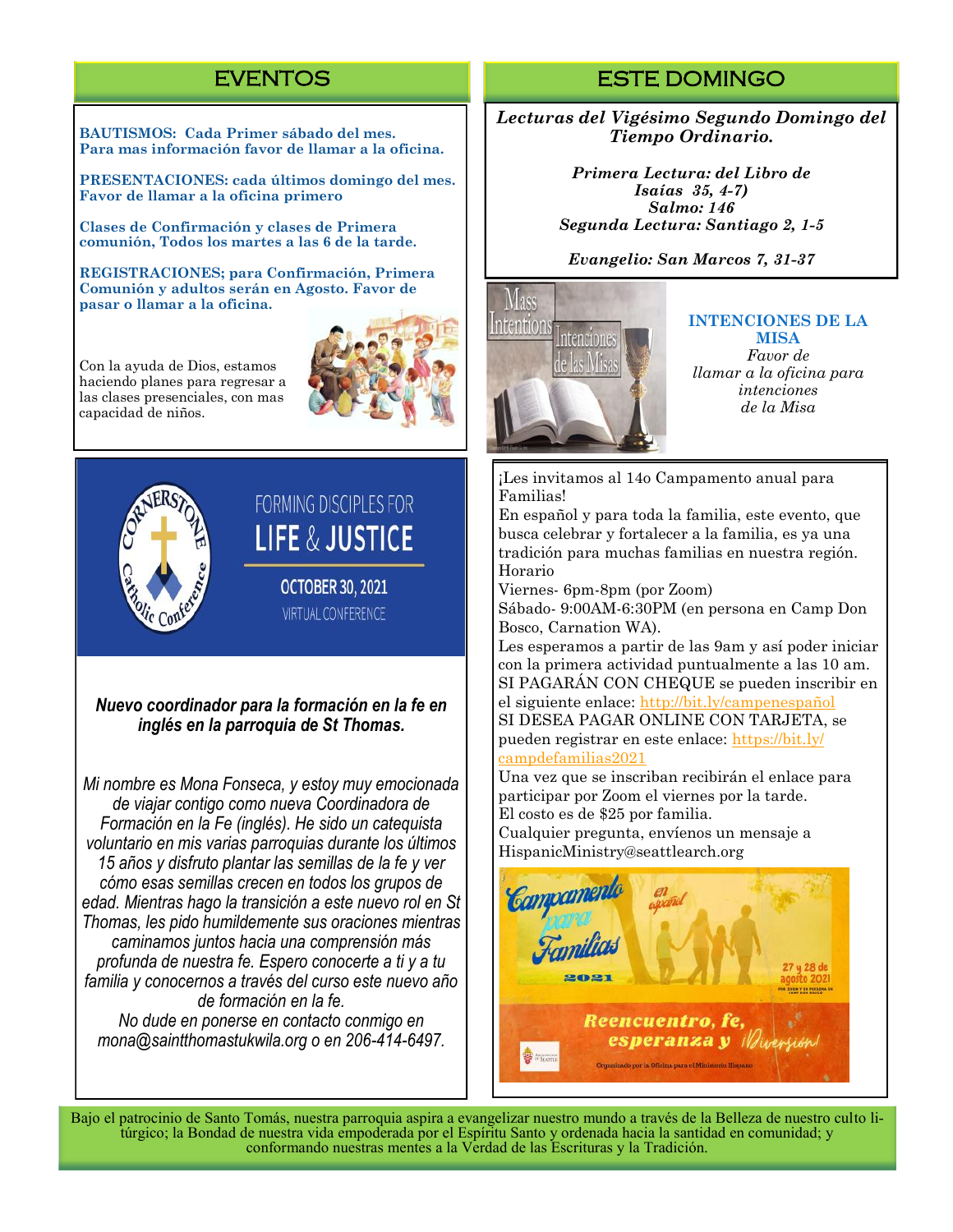## EVENTOS

**BAUTISMOS: Cada Primer sábado del mes.**
**Para mas información favor de llamar a la oficina.**

**PRESENTACIONES: cada últimos domingo del mes. Favor de llamar a la oficina primero**

**Clases de Confirmación y clases de Primera comunión, Todos los martes a las 6 de la tarde.**

**REGISTRACIONES; para Confirmación, Primera Comunión y adultos serán en Agosto. Favor de pasar o llamar a la oficina.**

Con la ayuda de Dios, estamos haciendo planes para regresar a las clases presenciales, con mas capacidad de niños.

CORNERSTONE Catholic Conference

FORMING DISCIPLES FOR LIFE & JUSTICE

OCTOBER 30, 2021
VIRTUAL CONFERENCE

***Nuevo coordinador para la formación en la fe en inglés en la parroquia de St Thomas.***

*Mi nombre es Mona Fonseca, y estoy muy emocionada de viajar contigo como nueva Coordinadora de Formación en la Fe (inglés). He sido un catequista voluntario en mis varias parroquias durante los últimos 15 años y disfruto plantar las semillas de la fe y ver cómo esas semillas crecen en todos los grupos de edad. Mientras hago la transición a este nuevo rol en St Thomas, les pido humildemente sus oraciones mientras caminamos juntos hacia una comprensión más profunda de nuestra fe. Espero conocerte a ti y a tu familia y conocernos a través del curso este nuevo año de formación en la fe.*
*No dude en ponerse en contacto conmigo en mona@saintthomastukwila.org o en 206-414-6497.*

## ESTE DOMINGO

***Lecturas del Vigésimo Segundo Domingo del Tiempo Ordinario.***

***Primera Lectura: del Libro de Isaías 35, 4-7)***
***Salmo: 146***
***Segunda Lectura: Santiago 2, 1-5***

***Evangelio: San Marcos 7, 31-37***

**INTENCIONES DE LA MISA**
*Favor de llamar a la oficina para intenciones de la Misa*

¡Les invitamos al 14o Campamento anual para Familias!
En español y para toda la familia, este evento, que busca celebrar y fortalecer a la familia, es ya una tradición para muchas familias en nuestra región.
Horario
Viernes- 6pm-8pm (por Zoom)
Sábado- 9:00AM-6:30PM (en persona en Camp Don Bosco, Carnation WA).
Les esperamos a partir de las 9am y así poder iniciar con la primera actividad puntualmente a las 10 am.
SI PAGARÁN CON CHEQUE se pueden inscribir en el siguiente enlace: http://bit.ly/campenespañol
SI DESEA PAGAR ONLINE CON TARJETA, se pueden registrar en este enlace: https://bit.ly/campdefamilias2021
Una vez que se inscriban recibirán el enlace para participar por Zoom el viernes por la tarde.
El costo es de $25 por familia.
Cualquier pregunta, envíenos un mensaje a HispanicMinistry@seattlearch.org

Campamento para Familias en español 2021
27 y 28 de agosto 2021
Reencuentro, fe, esperanza y ¡Diversión!
Organizado por la Oficina para el Ministerio Hispano

Bajo el patrocinio de Santo Tomás, nuestra parroquia aspira a evangelizar nuestro mundo a través de la Belleza de nuestro culto litúrgico; la Bondad de nuestra vida empoderada por el Espíritu Santo y ordenada hacia la santidad en comunidad; y conformando nuestras mentes a la Verdad de las Escrituras y la Tradición.